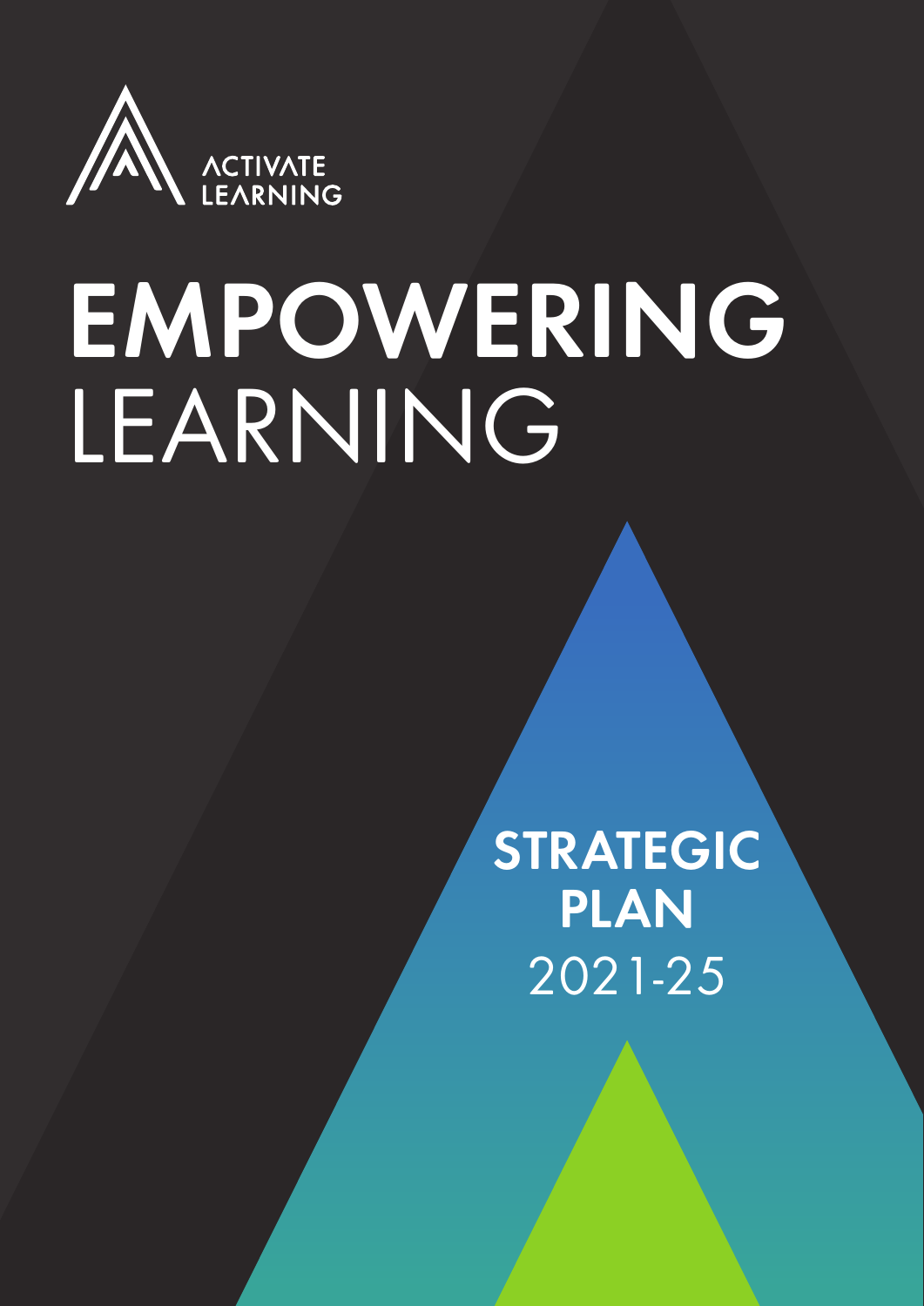ACTIVATE LEARNING

# EMPOWERING LEARNING

## STRATEGIC PLAN 2021-25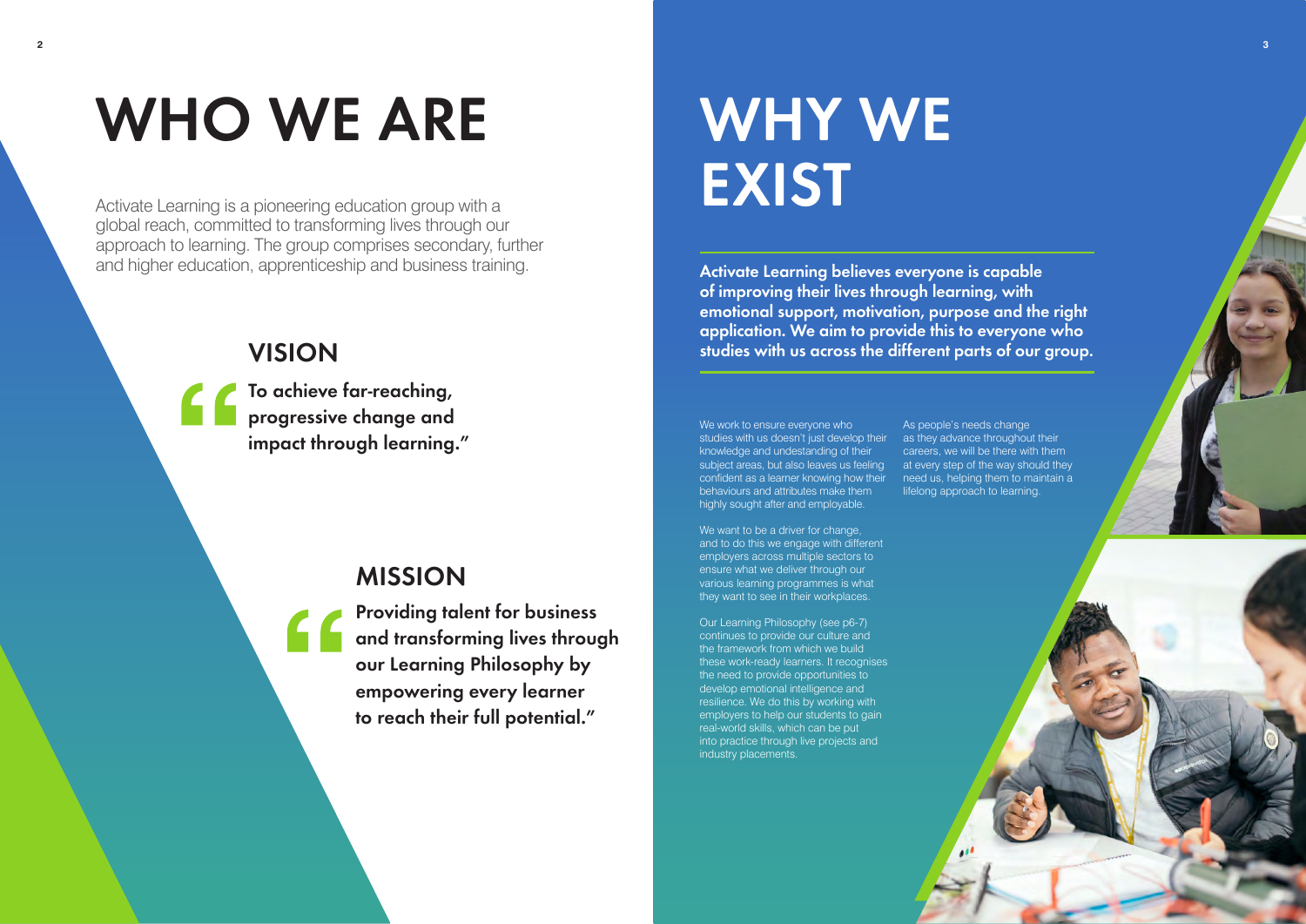# WHO WE ARE

Activate Learning is a pioneering education group with a global reach, committed to transforming lives through our approach to learning. The group comprises secondary, further and higher education, apprenticeship and business training.

## VISION

**"To achieve far-reaching, progressive change and impact through learning."**

## MISSION

**"Providing talent for business and transforming lives through our Learning Philosophy by empowering every learner to reach their full potential."**

# WHY WE EXIST

**Activate Learning believes everyone is capable of improving their lives through learning, with emotional support, motivation, purpose and the right application. We aim to provide this to everyone who studies with us across the different parts of our group.**

We work to ensure everyone who studies with us doesn't just develop their knowledge and undestanding of their subject areas, but also leaves us feeling confident as a learner knowing how their behaviours and attributes make them highly sought after and employable.

We want to be a driver for change, and to do this we engage with different employers across multiple sectors to ensure what we deliver through our various learning programmes is what they want to see in their workplaces.

Our Learning Philosophy (see p6-7) continues to provide our culture and the framework from which we build these work-ready learners. It recognises the need to provide opportunities to develop emotional intelligence and resilience. We do this by working with employers to help our students to gain real-world skills, which can be put into practice through live projects and industry placements.

As people's needs change as they advance throughout their careers, we will be there with them at every step of the way should they need us, helping them to maintain a lifelong approach to learning.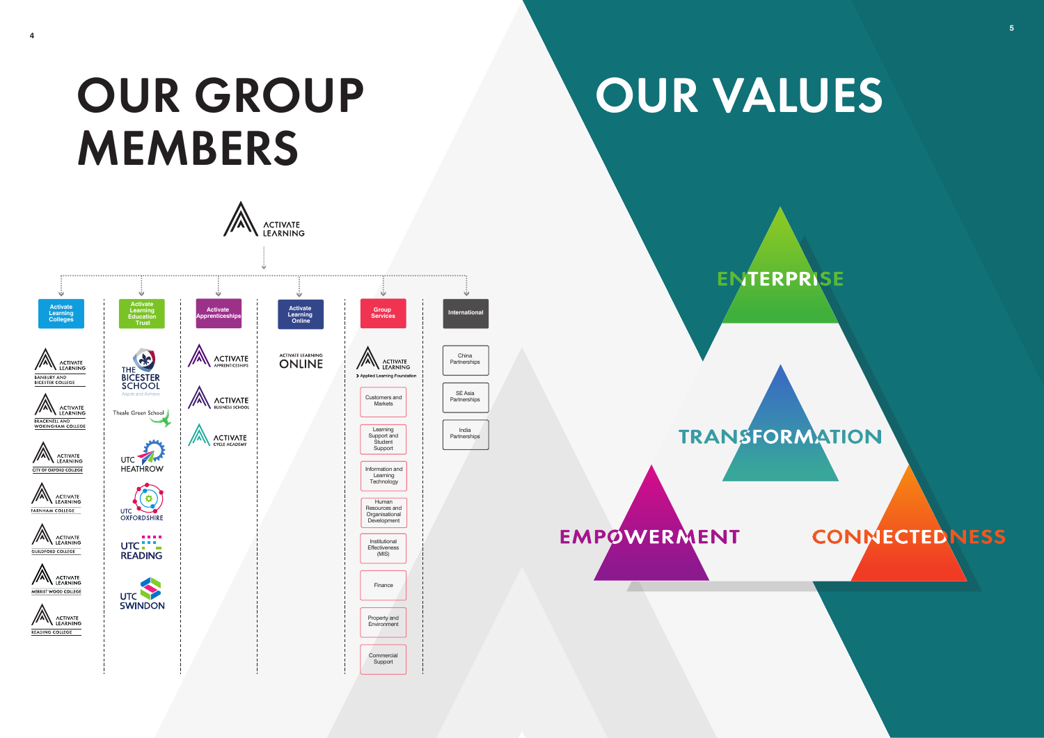# OUR GROUP MEMBERS

ACTIVATE LEARNING

**Activate Learning Colleges**

- Activate Learning – Banbury and Bicester College
- Activate Learning – Bracknell and Wokingham College
- Activate Learning – City of Oxford College
- Activate Learning – Farnham College
- Activate Learning – Guildford College
- Activate Learning – Merrist Wood College
- Activate Learning – Reading College

**Activate Learning Education Trust**

- The Bicester School – Aspire and Achieve
- Theale Green School
- UTC Heathrow
- UTC Oxfordshire
- UTC Reading
- UTC Swindon

**Activate Apprenticeships**

- Activate Apprenticeships
- Activate Business School
- Activate Cycle Academy

**Activate Learning Online**

- Activate Learning Online

**Group Services**

- Activate Learning – Applied Learning Foundation
- Customers and Markets
- Learning Support and Student Support
- Information and Learning Technology
- Human Resources and Organisational Development
- Institutional Effectiveness (MIS)
- Finance
- Property and Environment
- Commercial Support

**International**

- China Partnerships
- SE Asia Partnerships
- India Partnerships

# OUR VALUES

- ENTERPRISE
- TRANSFORMATION
- EMPOWERMENT
- CONNECTEDNESS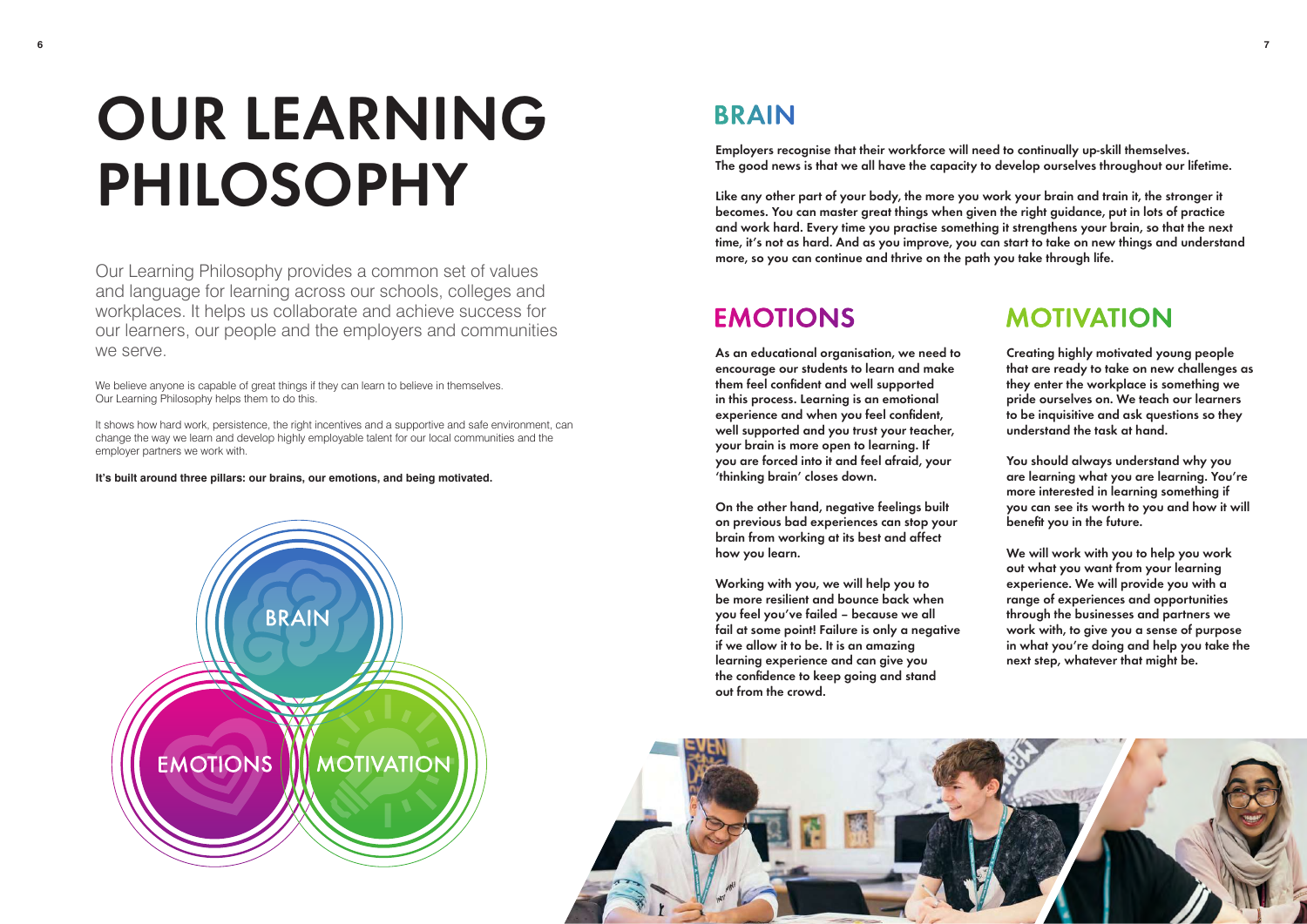# OUR LEARNING PHILOSOPHY

Our Learning Philosophy provides a common set of values and language for learning across our schools, colleges and workplaces. It helps us collaborate and achieve success for our learners, our people and the employers and communities we serve.

We believe anyone is capable of great things if they can learn to believe in themselves. Our Learning Philosophy helps them to do this.

It shows how hard work, persistence, the right incentives and a supportive and safe environment, can change the way we learn and develop highly employable talent for our local communities and the employer partners we work with.

**It's built around three pillars: our brains, our emotions, and being motivated.**

## BRAIN

Employers recognise that their workforce will need to continually up-skill themselves. The good news is that we all have the capacity to develop ourselves throughout our lifetime.

Like any other part of your body, the more you work your brain and train it, the stronger it becomes. You can master great things when given the right guidance, put in lots of practice and work hard. Every time you practise something it strengthens your brain, so that the next time, it's not as hard. And as you improve, you can start to take on new things and understand more, so you can continue and thrive on the path you take through life.

## EMOTIONS

As an educational organisation, we need to encourage our students to learn and make them feel confident and well supported in this process. Learning is an emotional experience and when you feel confident, well supported and you trust your teacher, your brain is more open to learning. If you are forced into it and feel afraid, your 'thinking brain' closes down.

On the other hand, negative feelings built on previous bad experiences can stop your brain from working at its best and affect how you learn.

Working with you, we will help you to be more resilient and bounce back when you feel you've failed – because we all fail at some point! Failure is only a negative if we allow it to be. It is an amazing learning experience and can give you the confidence to keep going and stand out from the crowd.

## MOTIVATION

Creating highly motivated young people that are ready to take on new challenges as they enter the workplace is something we pride ourselves on. We teach our learners to be inquisitive and ask questions so they understand the task at hand.

You should always understand why you are learning what you are learning. You're more interested in learning something if you can see its worth to you and how it will benefit you in the future.

We will work with you to help you work out what you want from your learning experience. We will provide you with a range of experiences and opportunities through the businesses and partners we work with, to give you a sense of purpose in what you're doing and help you take the next step, whatever that might be.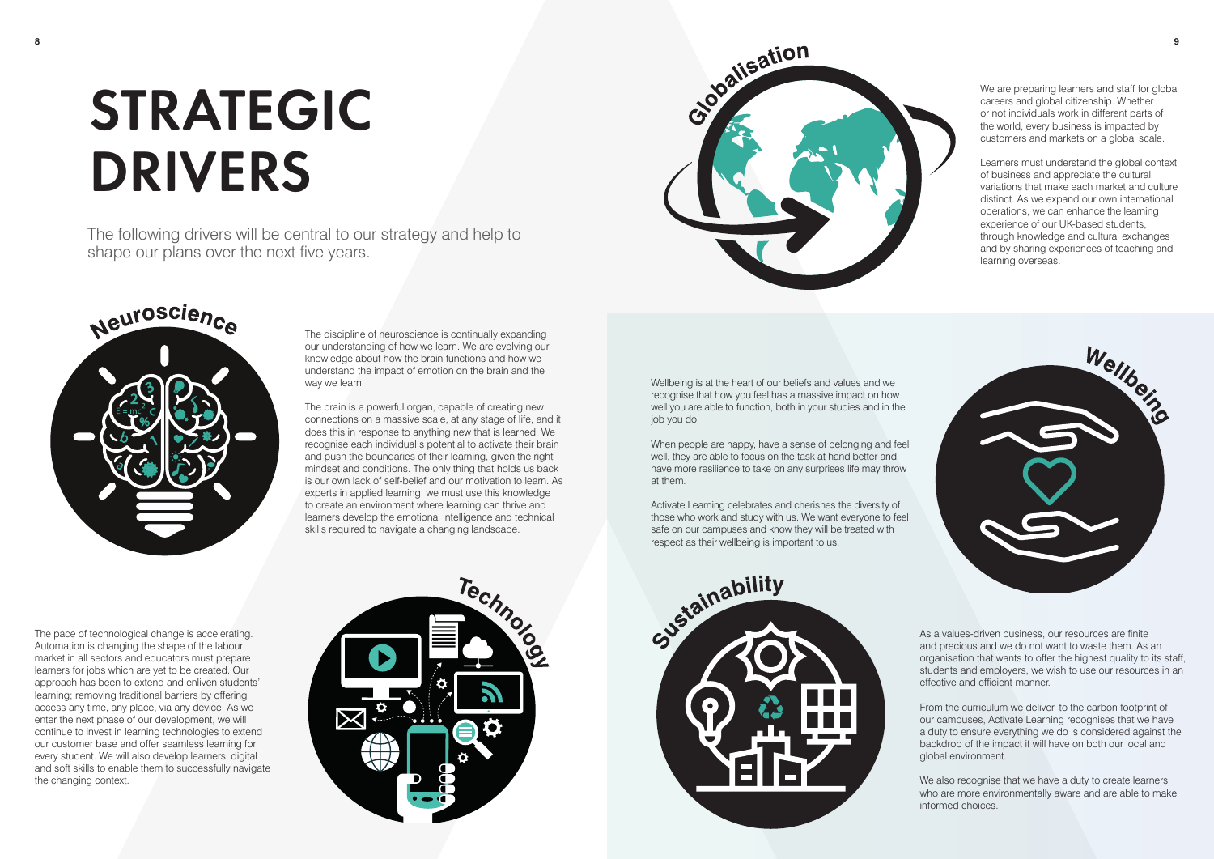# STRATEGIC DRIVERS

The following drivers will be central to our strategy and help to shape our plans over the next five years.

## Globalisation

We are preparing learners and staff for global careers and global citizenship. Whether or not individuals work in different parts of the world, every business is impacted by customers and markets on a global scale.

Learners must understand the global context of business and appreciate the cultural variations that make each market and culture distinct. As we expand our own international operations, we can enhance the learning experience of our UK-based students, through knowledge and cultural exchanges and by sharing experiences of teaching and learning overseas.

## Neuroscience

The discipline of neuroscience is continually expanding our understanding of how we learn. We are evolving our knowledge about how the brain functions and how we understand the impact of emotion on the brain and the way we learn.

The brain is a powerful organ, capable of creating new connections on a massive scale, at any stage of life, and it does this in response to anything new that is learned. We recognise each individual's potential to activate their brain and push the boundaries of their learning, given the right mindset and conditions. The only thing that holds us back is our own lack of self-belief and our motivation to learn. As experts in applied learning, we must use this knowledge to create an environment where learning can thrive and learners develop the emotional intelligence and technical skills required to navigate a changing landscape.

## Wellbeing

Wellbeing is at the heart of our beliefs and values and we recognise that how you feel has a massive impact on how well you are able to function, both in your studies and in the job you do.

When people are happy, have a sense of belonging and feel well, they are able to focus on the task at hand better and have more resilience to take on any surprises life may throw at them.

Activate Learning celebrates and cherishes the diversity of those who work and study with us. We want everyone to feel safe on our campuses and know they will be treated with respect as their wellbeing is important to us.

## Technology

The pace of technological change is accelerating. Automation is changing the shape of the labour market in all sectors and educators must prepare learners for jobs which are yet to be created. Our approach has been to extend and enliven students' learning; removing traditional barriers by offering access any time, any place, via any device. As we enter the next phase of our development, we will continue to invest in learning technologies to extend our customer base and offer seamless learning for every student. We will also develop learners' digital and soft skills to enable them to successfully navigate the changing context.

## Sustainability

As a values-driven business, our resources are finite and precious and we do not want to waste them. As an organisation that wants to offer the highest quality to its staff, students and employers, we wish to use our resources in an effective and efficient manner.

From the curriculum we deliver, to the carbon footprint of our campuses, Activate Learning recognises that we have a duty to ensure everything we do is considered against the backdrop of the impact it will have on both our local and global environment.

We also recognise that we have a duty to create learners who are more environmentally aware and are able to make informed choices.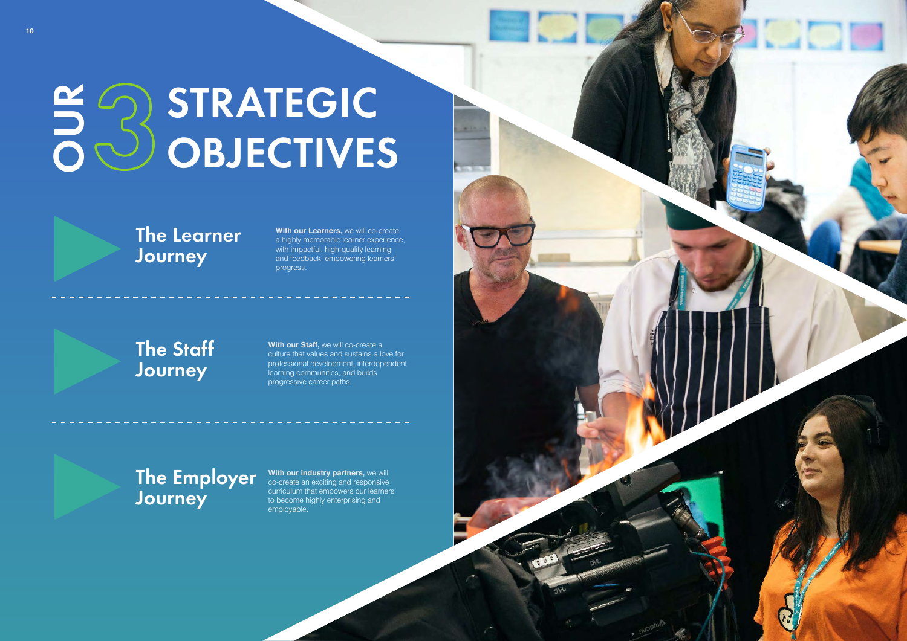# OUR 3 STRATEGIC OBJECTIVES

## The Learner Journey

**With our Learners,** we will co-create a highly memorable learner experience, with impactful, high-quality learning and feedback, empowering learners' progress.

## The Staff Journey

**With our Staff,** we will co-create a culture that values and sustains a love for professional development, interdependent learning communities, and builds progressive career paths.

## The Employer Journey

**With our industry partners,** we will co-create an exciting and responsive curriculum that empowers our learners to become highly enterprising and employable.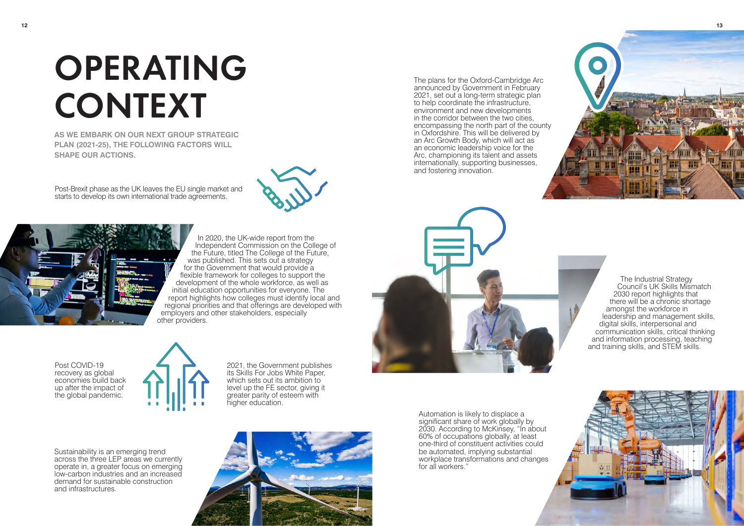# OPERATING CONTEXT

**AS WE EMBARK ON OUR NEXT GROUP STRATEGIC PLAN (2021-25), THE FOLLOWING FACTORS WILL SHAPE OUR ACTIONS.**

Post-Brexit phase as the UK leaves the EU single market and starts to develop its own international trade agreements.

In 2020, the UK-wide report from the Independent Commission on the College of the Future, titled The College of the Future, was published. This sets out a strategy for the Government that would provide a flexible framework for colleges to support the development of the whole workforce, as well as initial education opportunities for everyone. The report highlights how colleges must identify local and regional priorities and that offerings are developed with employers and other stakeholders, especially other providers.

Post COVID-19 recovery as global economies build back up after the impact of the global pandemic.

2021, the Government publishes its Skills For Jobs White Paper, which sets out its ambition to level up the FE sector, giving it greater parity of esteem with higher education.

Sustainability is an emerging trend across the three LEP areas we currently operate in, a greater focus on emerging low-carbon industries and an increased demand for sustainable construction and infrastructures.

The plans for the Oxford-Cambridge Arc announced by Government in February 2021, set out a long-term strategic plan to help coordinate the infrastructure, environment and new developments in the corridor between the two cities, encompassing the north part of the county in Oxfordshire. This will be delivered by an Arc Growth Body, which will act as an economic leadership voice for the Arc, championing its talent and assets internationally, supporting businesses, and fostering innovation.

The Industrial Strategy Council's UK Skills Mismatch 2030 report highlights that there will be a chronic shortage amongst the workforce in leadership and management skills, digital skills, interpersonal and communication skills, critical thinking and information processing, teaching and training skills, and STEM skills.

Automation is likely to displace a significant share of work globally by 2030. According to McKinsey, "In about 60% of occupations globally, at least one-third of constituent activities could be automated, implying substantial workplace transformations and changes for all workers."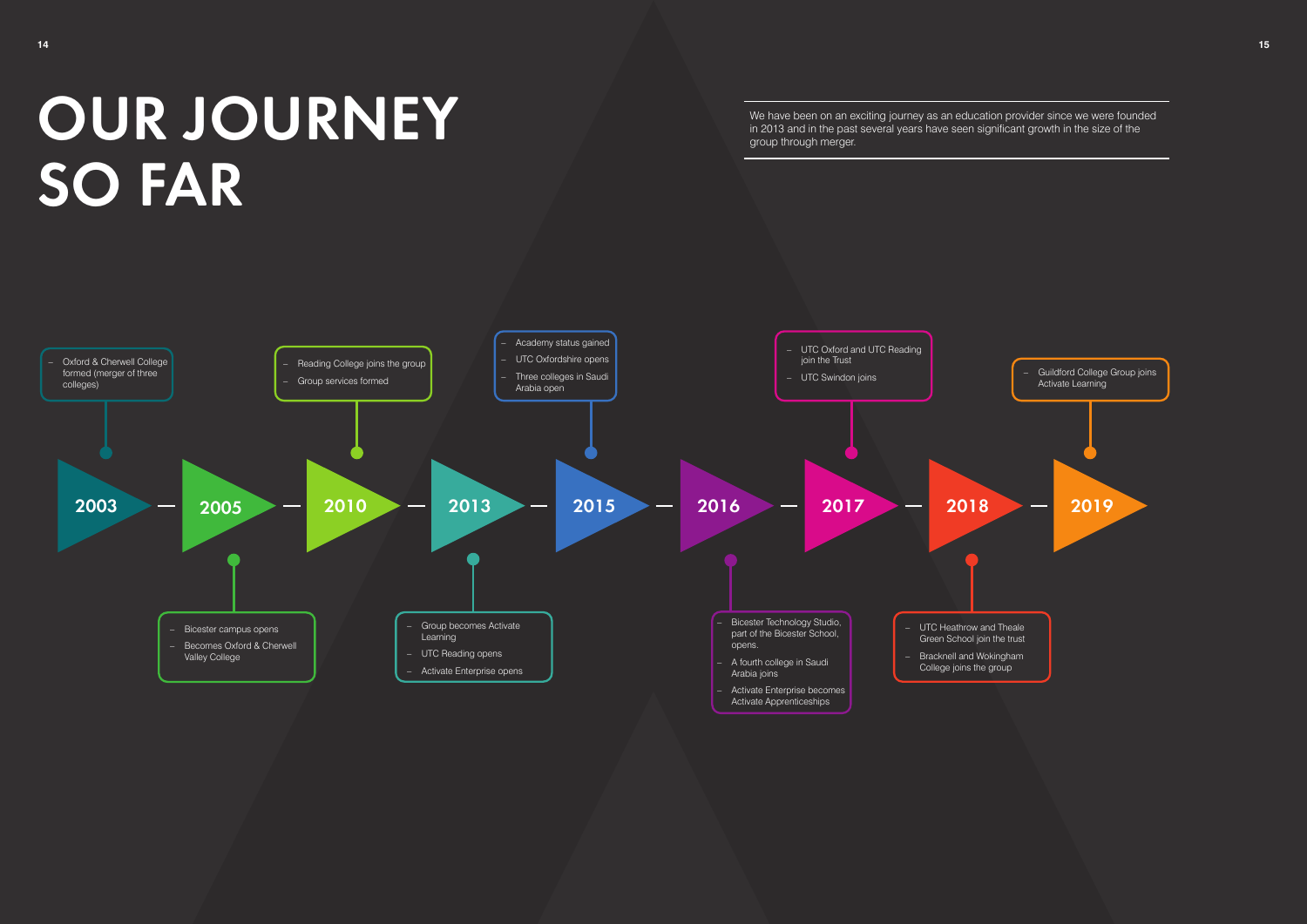# OUR JOURNEY SO FAR

We have been on an exciting journey as an education provider since we were founded in 2013 and in the past several years have seen significant growth in the size of the group through merger.

## 2003

- Oxford & Cherwell College formed (merger of three colleges)

## 2005

- Bicester campus opens
- Becomes Oxford & Cherwell Valley College

## 2010

- Reading College joins the group
- Group services formed

## 2013

- Group becomes Activate Learning
- UTC Reading opens
- Activate Enterprise opens

## 2015

- Academy status gained
- UTC Oxfordshire opens
- Three colleges in Saudi Arabia open

## 2016

- Bicester Technology Studio, part of the Bicester School, opens.
- A fourth college in Saudi Arabia joins
- Activate Enterprise becomes Activate Apprenticeships

## 2017

- UTC Oxford and UTC Reading join the Trust
- UTC Swindon joins

## 2018

- UTC Heathrow and Theale Green School join the trust
- Bracknell and Wokingham College joins the group

## 2019

- Guildford College Group joins Activate Learning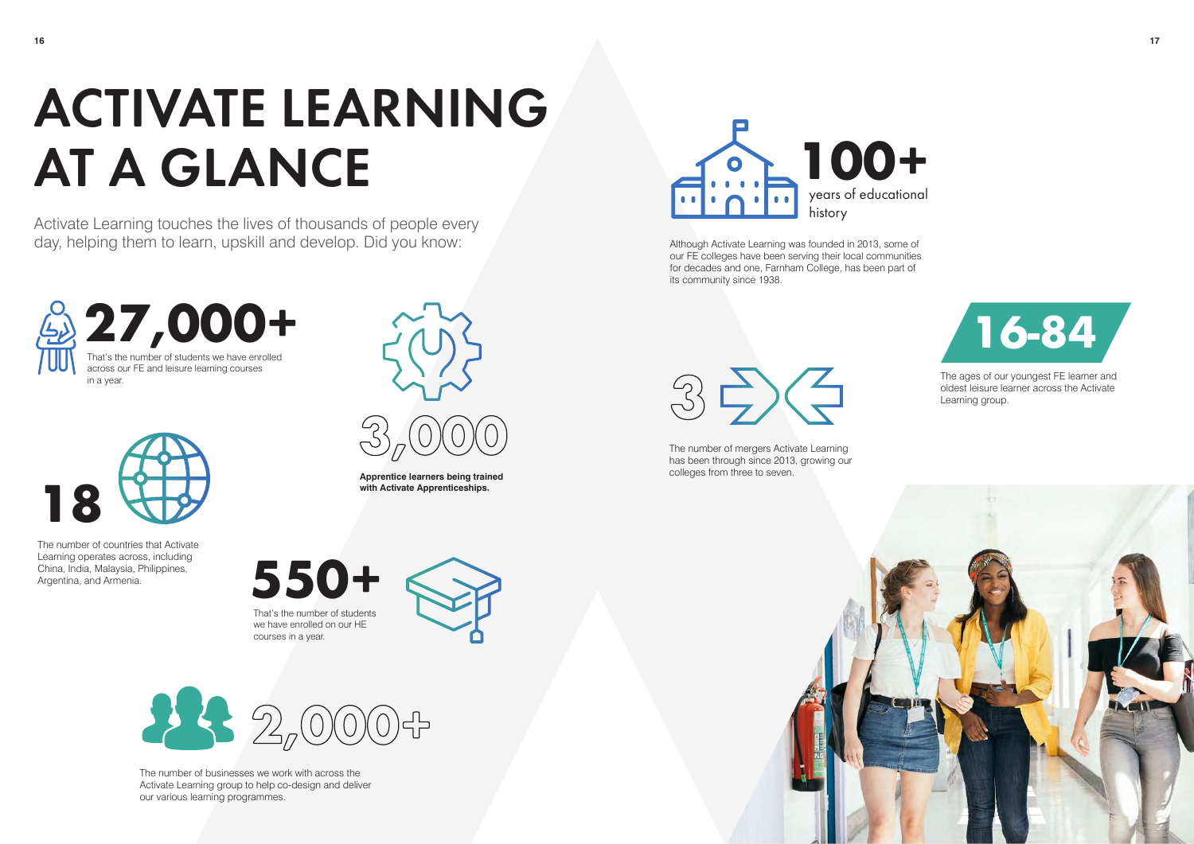# ACTIVATE LEARNING AT A GLANCE

Activate Learning touches the lives of thousands of people every day, helping them to learn, upskill and develop. Did you know:

**27,000+**

That's the number of students we have enrolled across our FE and leisure learning courses in a year.

**3,000**

**Apprentice learners being trained with Activate Apprenticeships.**

**18**

The number of countries that Activate Learning operates across, including China, India, Malaysia, Philippines, Argentina, and Armenia.

**550+**

That's the number of students we have enrolled on our HE courses in a year.

**2,000+**

The number of businesses we work with across the Activate Learning group to help co-design and deliver our various learning programmes.

**100+**

years of educational history

Although Activate Learning was founded in 2013, some of our FE colleges have been serving their local communities for decades and one, Farnham College, has been part of its community since 1938.

**3**

The number of mergers Activate Learning has been through since 2013, growing our colleges from three to seven.

**16-84**

The ages of our youngest FE learner and oldest leisure learner across the Activate Learning group.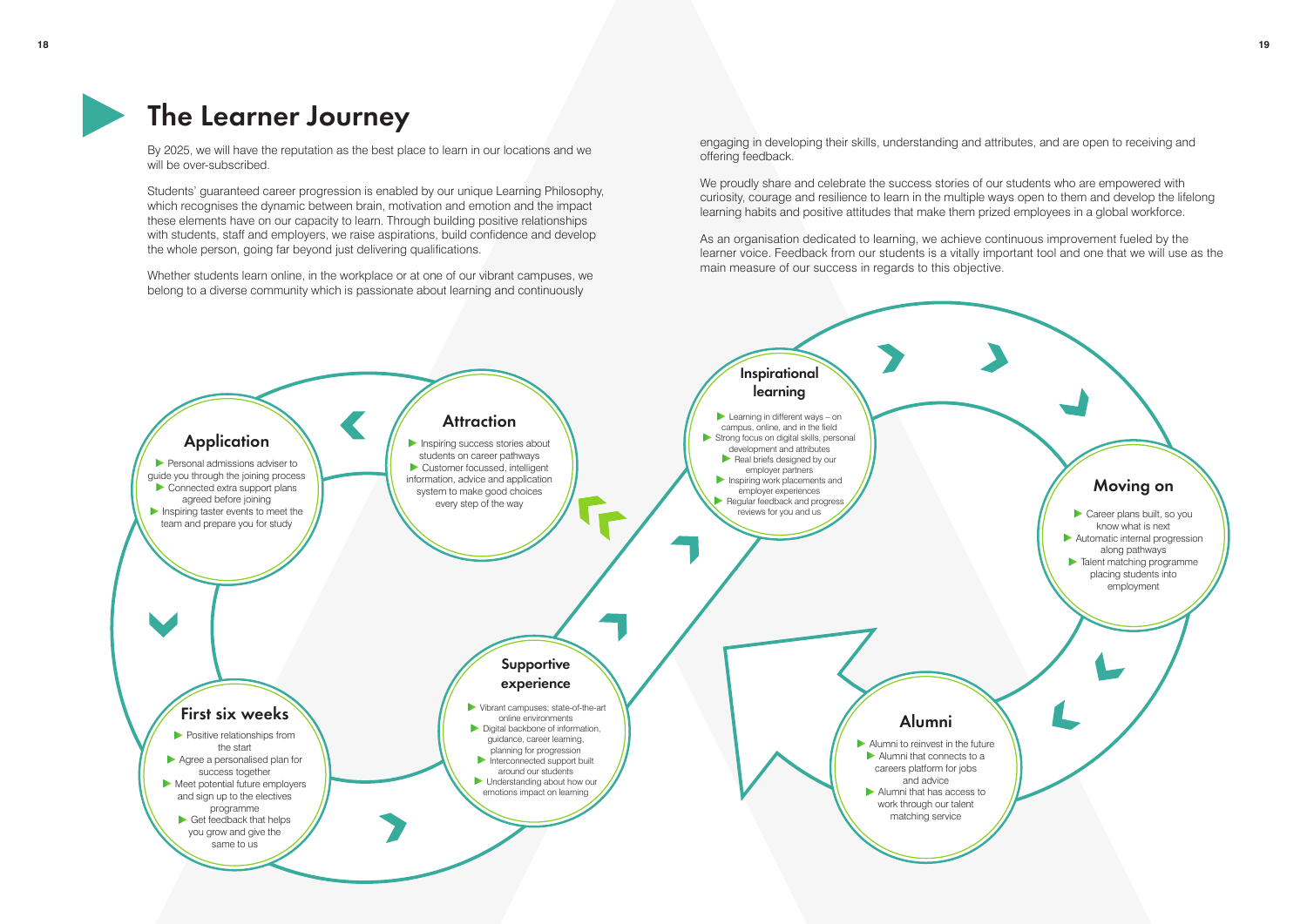# The Learner Journey

By 2025, we will have the reputation as the best place to learn in our locations and we will be over-subscribed.

Students' guaranteed career progression is enabled by our unique Learning Philosophy, which recognises the dynamic between brain, motivation and emotion and the impact these elements have on our capacity to learn. Through building positive relationships with students, staff and employers, we raise aspirations, build confidence and develop the whole person, going far beyond just delivering qualifications.

Whether students learn online, in the workplace or at one of our vibrant campuses, we belong to a diverse community which is passionate about learning and continuously engaging in developing their skills, understanding and attributes, and are open to receiving and offering feedback.

We proudly share and celebrate the success stories of our students who are empowered with curiosity, courage and resilience to learn in the multiple ways open to them and develop the lifelong learning habits and positive attitudes that make them prized employees in a global workforce.

As an organisation dedicated to learning, we achieve continuous improvement fueled by the learner voice. Feedback from our students is a vitally important tool and one that we will use as the main measure of our success in regards to this objective.

## Attraction

- Inspiring success stories about students on career pathways
- Customer focussed, intelligent information, advice and application system to make good choices every step of the way

## Application

- Personal admissions adviser to guide you through the joining process
- Connected extra support plans agreed before joining
- Inspiring taster events to meet the team and prepare you for study

## First six weeks

- Positive relationships from the start
- Agree a personalised plan for success together
- Meet potential future employers and sign up to the electives programme
- Get feedback that helps you grow and give the same to us

## Supportive experience

- Vibrant campuses; state-of-the-art online environments
- Digital backbone of information, guidance, career learning, planning for progression
- Interconnected support built around our students
- Understanding about how our emotions impact on learning

## Inspirational learning

- Learning in different ways – on campus, online, and in the field
- Strong focus on digital skills, personal development and attributes
- Real briefs designed by our employer partners
- Inspiring work placements and employer experiences
- Regular feedback and progress reviews for you and us

## Moving on

- Career plans built, so you know what is next
- Automatic internal progression along pathways
- Talent matching programme placing students into employment

## Alumni

- Alumni to reinvest in the future
- Alumni that connects to a careers platform for jobs and advice
- Alumni that has access to work through our talent matching service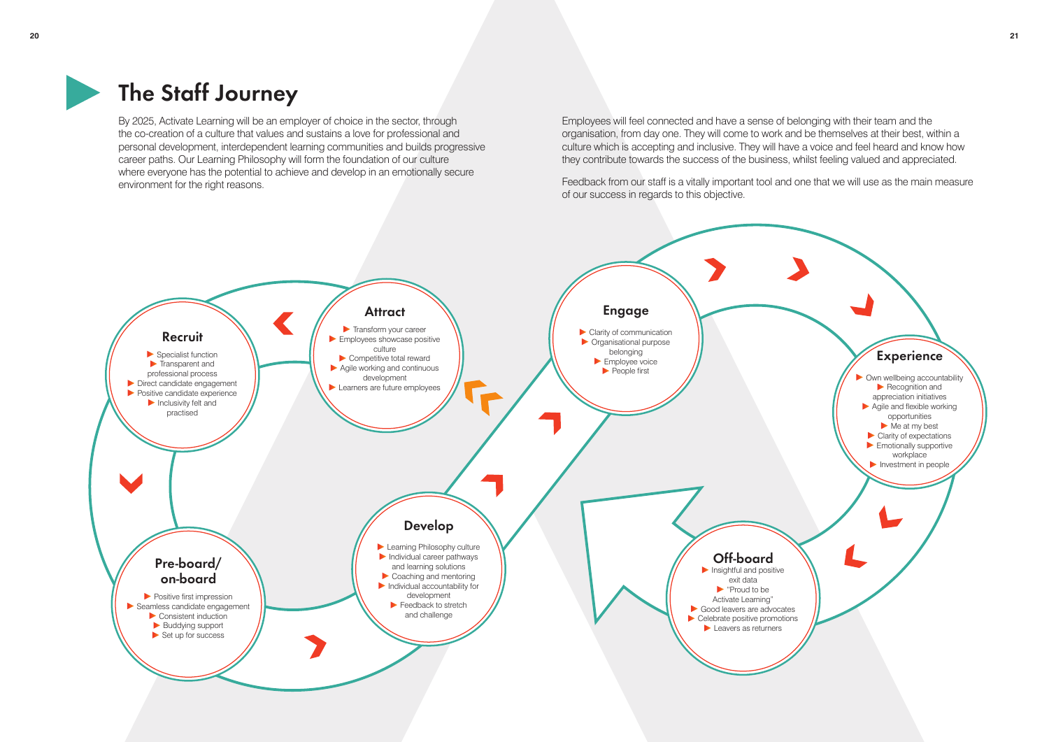# The Staff Journey

By 2025, Activate Learning will be an employer of choice in the sector, through the co-creation of a culture that values and sustains a love for professional and personal development, interdependent learning communities and builds progressive career paths. Our Learning Philosophy will form the foundation of our culture where everyone has the potential to achieve and develop in an emotionally secure environment for the right reasons.

Employees will feel connected and have a sense of belonging with their team and the organisation, from day one. They will come to work and be themselves at their best, within a culture which is accepting and inclusive. They will have a voice and feel heard and know how they contribute towards the success of the business, whilst feeling valued and appreciated.

Feedback from our staff is a vitally important tool and one that we will use as the main measure of our success in regards to this objective.

### Attract

- Transform your career
- Employees showcase positive culture
- Competitive total reward
- Agile working and continuous development
- Learners are future employees

### Recruit

- Specialist function
- Transparent and professional process
- Direct candidate engagement
- Positive candidate experience
- Inclusivity felt and practised

### Pre-board/ on-board

- Positive first impression
- Seamless candidate engagement
- Consistent induction
- Buddying support
- Set up for success

### Develop

- Learning Philosophy culture
- Individual career pathways and learning solutions
- Coaching and mentoring
- Individual accountability for development
- Feedback to stretch and challenge

### Engage

- Clarity of communication
- Organisational purpose belonging
- Employee voice
- People first

### Experience

- Own wellbeing accountability
- Recognition and appreciation initiatives
- Agile and flexible working opportunities
- Me at my best
- Clarity of expectations
- Emotionally supportive workplace
- Investment in people

### Off-board

- Insightful and positive exit data
- "Proud to be Activate Learning"
- Good leavers are advocates
- Celebrate positive promotions
- Leavers as returners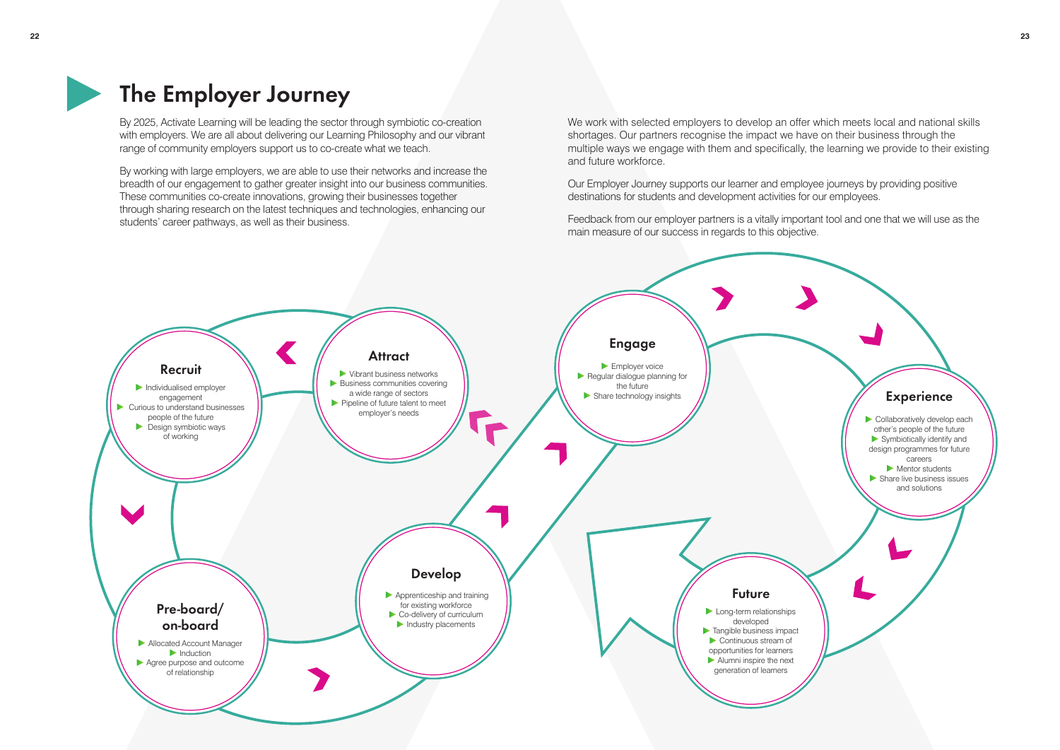# The Employer Journey

By 2025, Activate Learning will be leading the sector through symbiotic co-creation with employers. We are all about delivering our Learning Philosophy and our vibrant range of community employers support us to co-create what we teach.

By working with large employers, we are able to use their networks and increase the breadth of our engagement to gather greater insight into our business communities. These communities co-create innovations, growing their businesses together through sharing research on the latest techniques and technologies, enhancing our students' career pathways, as well as their business.

We work with selected employers to develop an offer which meets local and national skills shortages. Our partners recognise the impact we have on their business through the multiple ways we engage with them and specifically, the learning we provide to their existing and future workforce.

Our Employer Journey supports our learner and employee journeys by providing positive destinations for students and development activities for our employees.

Feedback from our employer partners is a vitally important tool and one that we will use as the main measure of our success in regards to this objective.

### Recruit

- Individualised employer engagement
- Curious to understand businesses people of the future
- Design symbiotic ways of working

### Pre-board/ on-board

- Allocated Account Manager
- Induction
- Agree purpose and outcome of relationship

### Develop

- Apprenticeship and training for existing workforce
- Co-delivery of curriculum
- Industry placements

### Engage

- Employer voice
- Regular dialogue planning for the future
- Share technology insights

### Experience

- Collaboratively develop each other's people of the future
- Symbiotically identify and design programmes for future careers
- Mentor students
- Share live business issues and solutions

### Future

- Long-term relationships developed
- Tangible business impact
- Continuous stream of opportunities for learners
- Alumni inspire the next generation of learners

### Attract

- Vibrant business networks
- Business communities covering a wide range of sectors
- Pipeline of future talent to meet employer's needs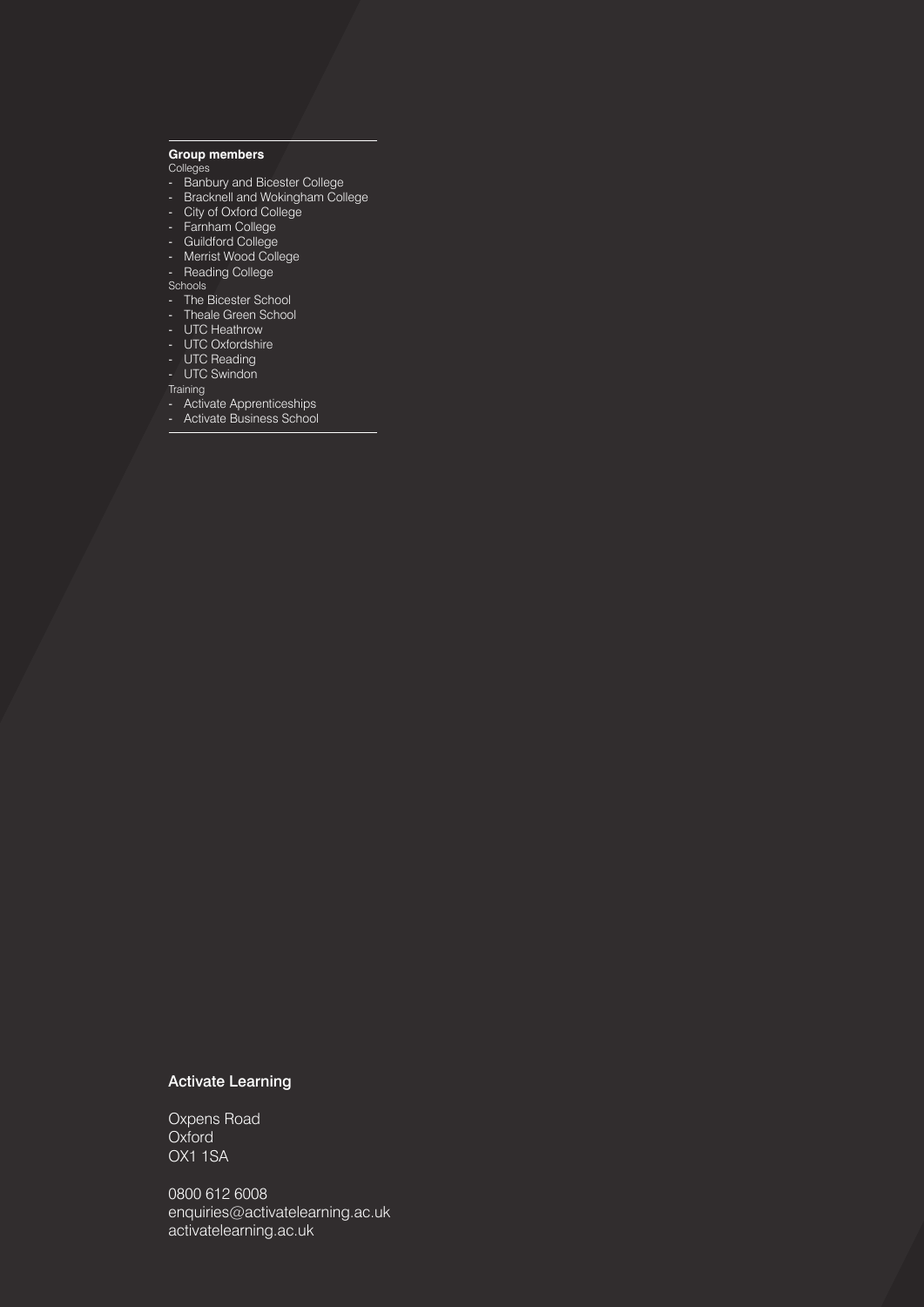**Group members**

Colleges

- Banbury and Bicester College
- Bracknell and Wokingham College
- City of Oxford College
- Farnham College
- Guildford College
- Merrist Wood College
- Reading College

Schools

- The Bicester School
- Theale Green School
- UTC Heathrow
- UTC Oxfordshire
- UTC Reading
- UTC Swindon

Training

- Activate Apprenticeships
- Activate Business School

**Activate Learning**

Oxpens Road
Oxford
OX1 1SA

0800 612 6008
enquiries@activatelearning.ac.uk
activatelearning.ac.uk